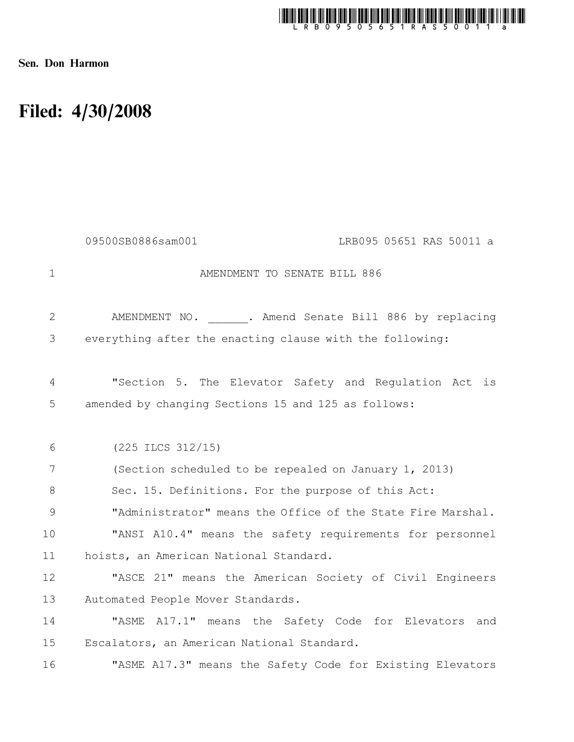**Sen. Don Harmon**

# Filed: 4/30/2008

09500SB0886sam001 LRB095 05651 RAS 50011 a

AMENDMENT TO SENATE BILL 886

AMENDMENT NO. ______. Amend Senate Bill 886 by replacing everything after the enacting clause with the following:

"Section 5. The Elevator Safety and Regulation Act is amended by changing Sections 15 and 125 as follows:

(225 ILCS 312/15)

(Section scheduled to be repealed on January 1, 2013)

Sec. 15. Definitions. For the purpose of this Act:

"Administrator" means the Office of the State Fire Marshal.

"ANSI A10.4" means the safety requirements for personnel hoists, an American National Standard.

"ASCE 21" means the American Society of Civil Engineers Automated People Mover Standards.

"ASME A17.1" means the Safety Code for Elevators and Escalators, an American National Standard.

"ASME A17.3" means the Safety Code for Existing Elevators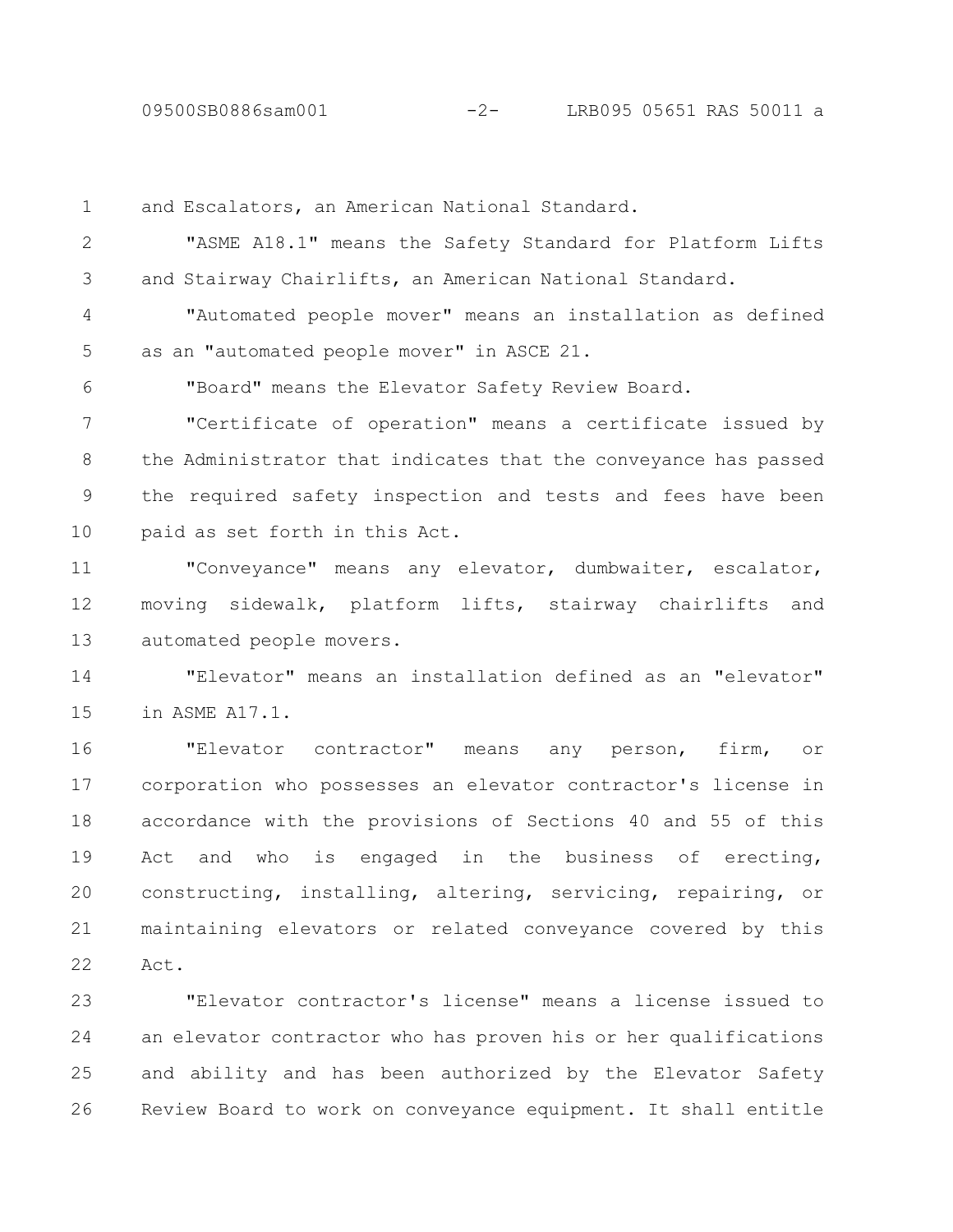and Escalators, an American National Standard.

"ASME A18.1" means the Safety Standard for Platform Lifts and Stairway Chairlifts, an American National Standard.

"Automated people mover" means an installation as defined as an "automated people mover" in ASCE 21.

"Board" means the Elevator Safety Review Board.

"Certificate of operation" means a certificate issued by the Administrator that indicates that the conveyance has passed the required safety inspection and tests and fees have been paid as set forth in this Act.

"Conveyance" means any elevator, dumbwaiter, escalator, moving sidewalk, platform lifts, stairway chairlifts and automated people movers.

"Elevator" means an installation defined as an "elevator" in ASME A17.1.

"Elevator contractor" means any person, firm, or corporation who possesses an elevator contractor's license in accordance with the provisions of Sections 40 and 55 of this Act and who is engaged in the business of erecting, constructing, installing, altering, servicing, repairing, or maintaining elevators or related conveyance covered by this Act.

"Elevator contractor's license" means a license issued to an elevator contractor who has proven his or her qualifications and ability and has been authorized by the Elevator Safety Review Board to work on conveyance equipment. It shall entitle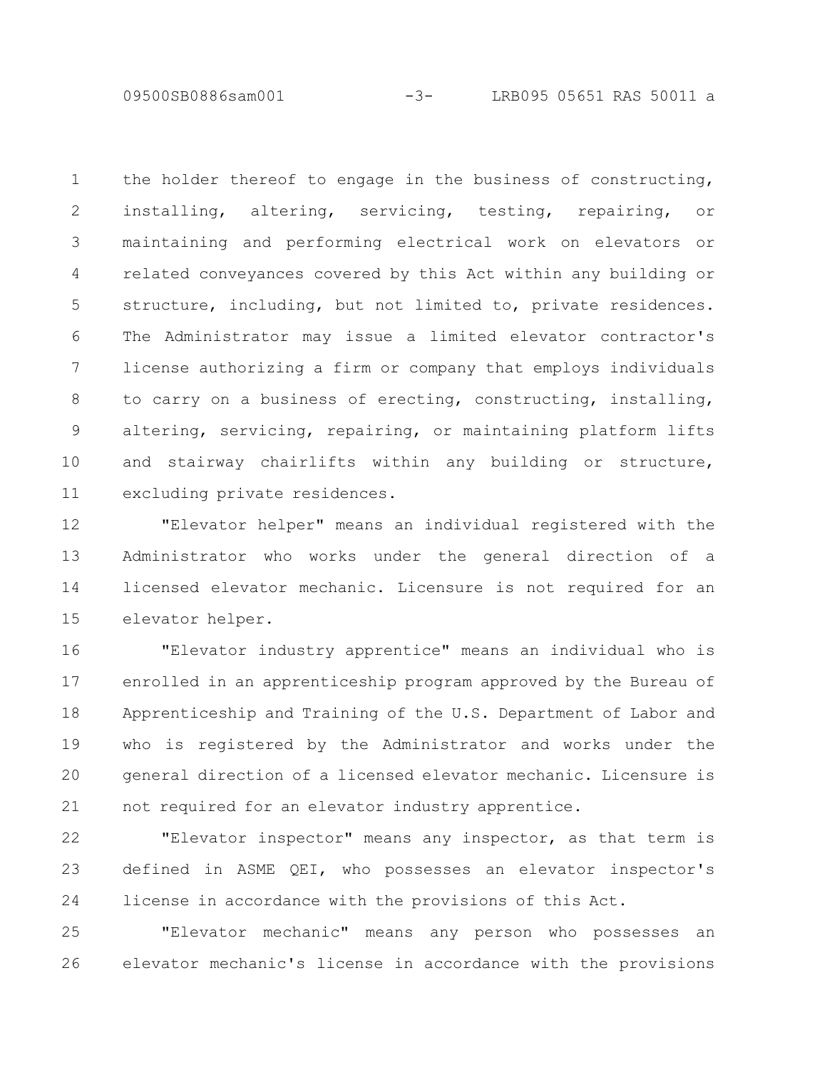the holder thereof to engage in the business of constructing, installing, altering, servicing, testing, repairing, or maintaining and performing electrical work on elevators or related conveyances covered by this Act within any building or structure, including, but not limited to, private residences. The Administrator may issue a limited elevator contractor's license authorizing a firm or company that employs individuals to carry on a business of erecting, constructing, installing, altering, servicing, repairing, or maintaining platform lifts and stairway chairlifts within any building or structure, excluding private residences.

"Elevator helper" means an individual registered with the Administrator who works under the general direction of a licensed elevator mechanic. Licensure is not required for an elevator helper.

"Elevator industry apprentice" means an individual who is enrolled in an apprenticeship program approved by the Bureau of Apprenticeship and Training of the U.S. Department of Labor and who is registered by the Administrator and works under the general direction of a licensed elevator mechanic. Licensure is not required for an elevator industry apprentice.

"Elevator inspector" means any inspector, as that term is defined in ASME QEI, who possesses an elevator inspector's license in accordance with the provisions of this Act.

"Elevator mechanic" means any person who possesses an elevator mechanic's license in accordance with the provisions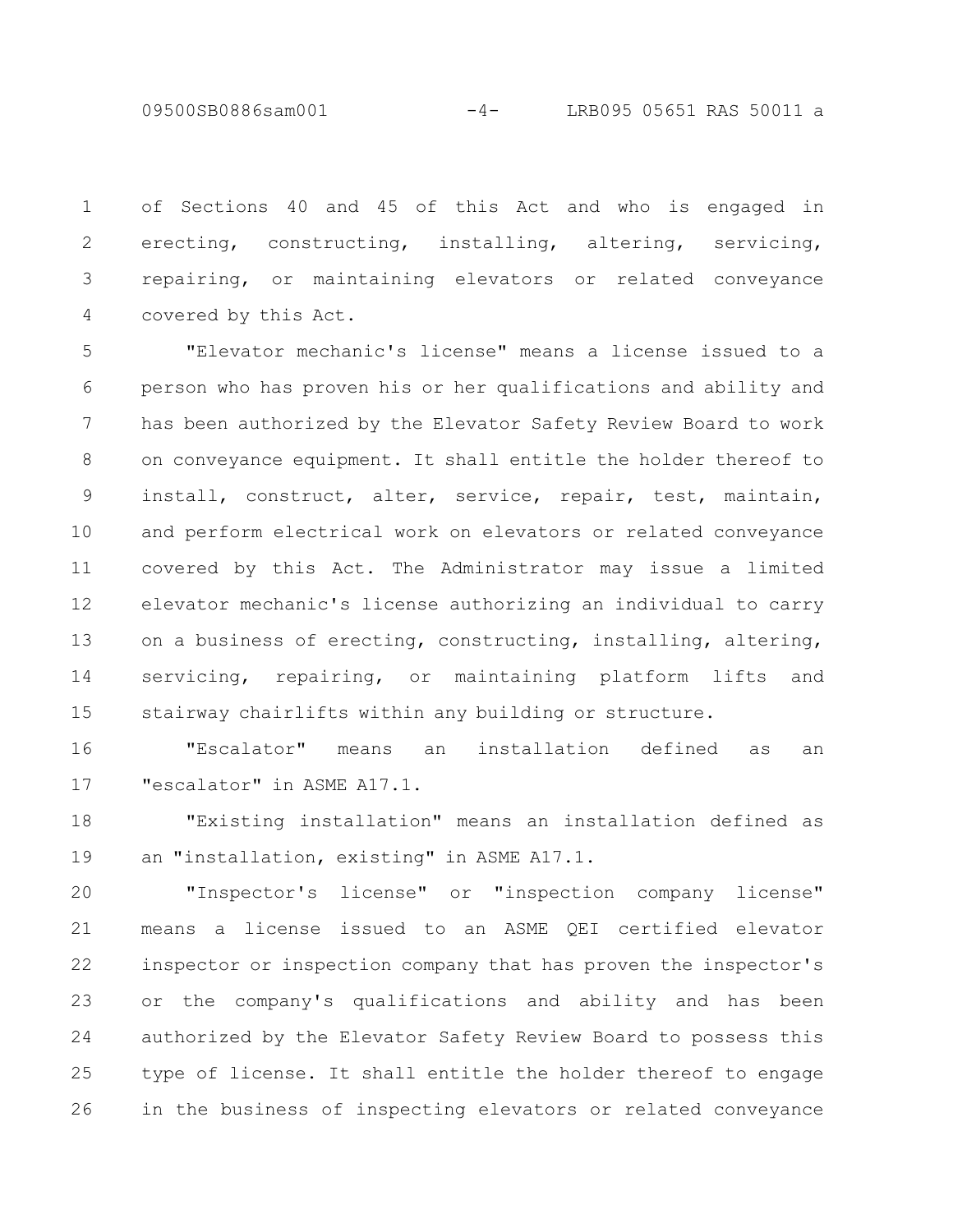of Sections 40 and 45 of this Act and who is engaged in erecting, constructing, installing, altering, servicing, repairing, or maintaining elevators or related conveyance covered by this Act.

"Elevator mechanic's license" means a license issued to a person who has proven his or her qualifications and ability and has been authorized by the Elevator Safety Review Board to work on conveyance equipment. It shall entitle the holder thereof to install, construct, alter, service, repair, test, maintain, and perform electrical work on elevators or related conveyance covered by this Act. The Administrator may issue a limited elevator mechanic's license authorizing an individual to carry on a business of erecting, constructing, installing, altering, servicing, repairing, or maintaining platform lifts and stairway chairlifts within any building or structure.

"Escalator" means an installation defined as an "escalator" in ASME A17.1.

"Existing installation" means an installation defined as an "installation, existing" in ASME A17.1.

"Inspector's license" or "inspection company license" means a license issued to an ASME QEI certified elevator inspector or inspection company that has proven the inspector's or the company's qualifications and ability and has been authorized by the Elevator Safety Review Board to possess this type of license. It shall entitle the holder thereof to engage in the business of inspecting elevators or related conveyance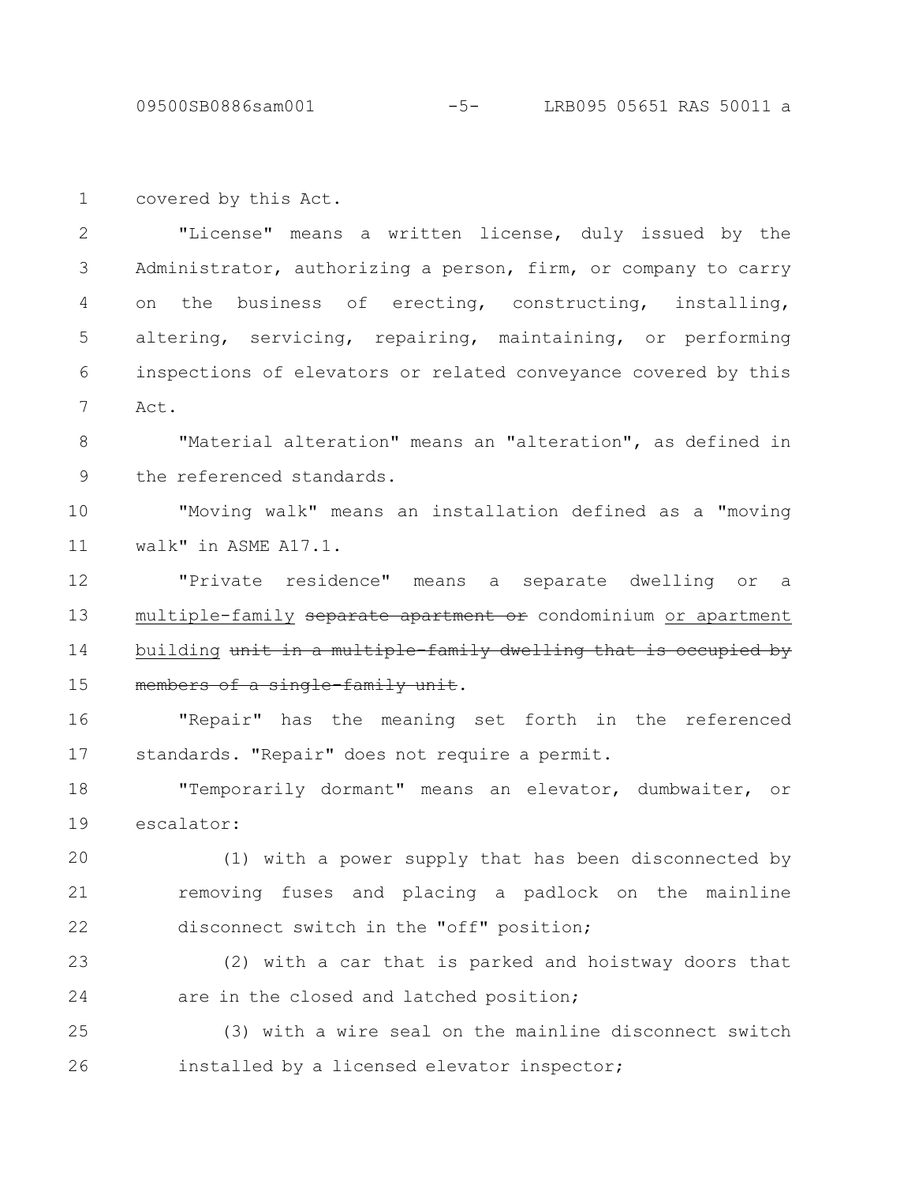covered by this Act.

"License" means a written license, duly issued by the Administrator, authorizing a person, firm, or company to carry on the business of erecting, constructing, installing, altering, servicing, repairing, maintaining, or performing inspections of elevators or related conveyance covered by this Act.

"Material alteration" means an "alteration", as defined in the referenced standards.

"Moving walk" means an installation defined as a "moving walk" in ASME A17.1.

"Private residence" means a separate dwelling or a <u>multiple-family</u> ~~separate apartment or~~ condominium <u>or apartment building</u> ~~unit in a multiple-family dwelling that is occupied by members of a single-family unit~~.

"Repair" has the meaning set forth in the referenced standards. "Repair" does not require a permit.

"Temporarily dormant" means an elevator, dumbwaiter, or escalator:

(1) with a power supply that has been disconnected by removing fuses and placing a padlock on the mainline disconnect switch in the "off" position;

(2) with a car that is parked and hoistway doors that are in the closed and latched position;

(3) with a wire seal on the mainline disconnect switch installed by a licensed elevator inspector;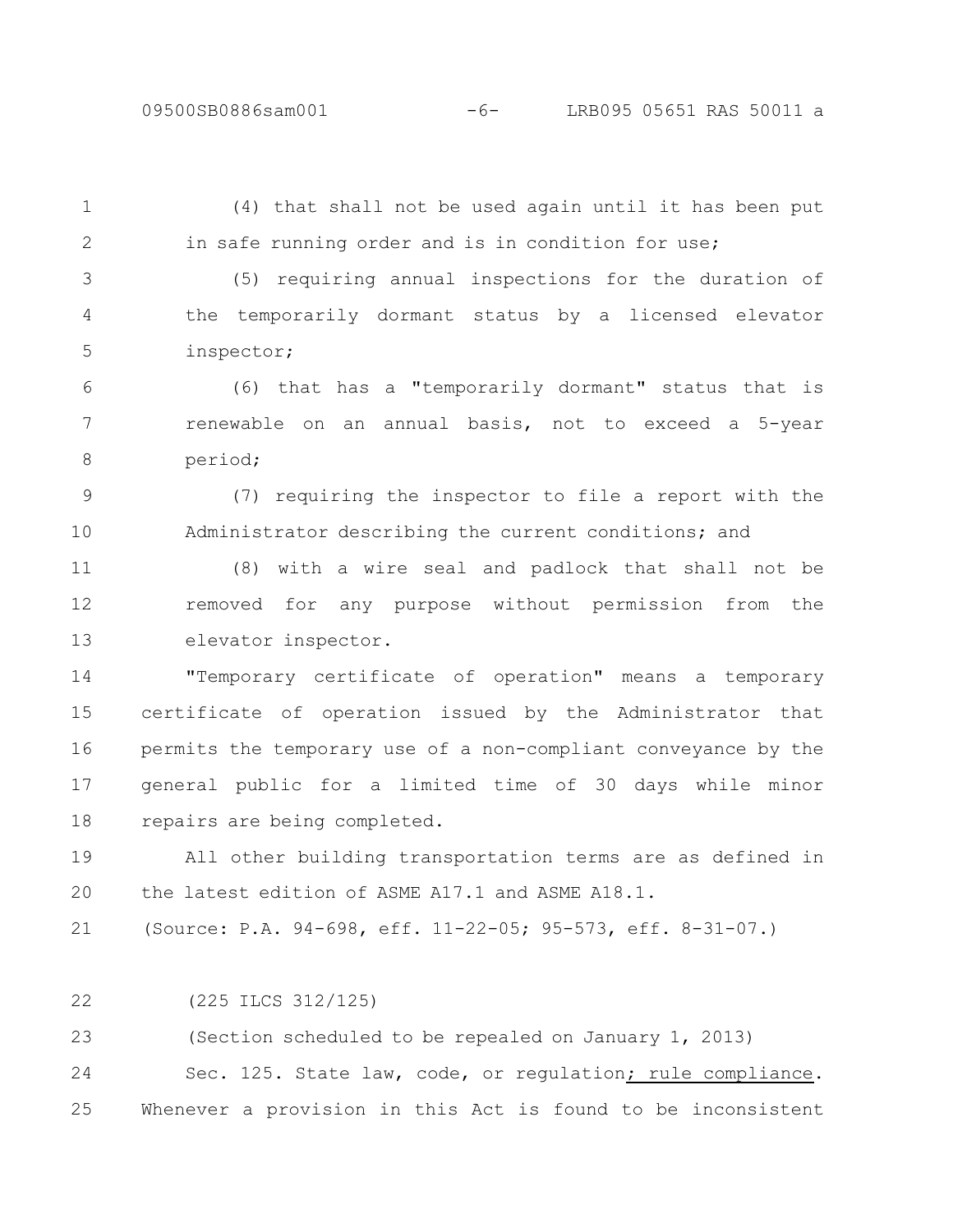(4) that shall not be used again until it has been put in safe running order and is in condition for use;

(5) requiring annual inspections for the duration of the temporarily dormant status by a licensed elevator inspector;

(6) that has a "temporarily dormant" status that is renewable on an annual basis, not to exceed a 5-year period;

(7) requiring the inspector to file a report with the Administrator describing the current conditions; and

(8) with a wire seal and padlock that shall not be removed for any purpose without permission from the elevator inspector.

"Temporary certificate of operation" means a temporary certificate of operation issued by the Administrator that permits the temporary use of a non-compliant conveyance by the general public for a limited time of 30 days while minor repairs are being completed.

All other building transportation terms are as defined in the latest edition of ASME A17.1 and ASME A18.1.

(Source: P.A. 94-698, eff. 11-22-05; 95-573, eff. 8-31-07.)

(225 ILCS 312/125)

(Section scheduled to be repealed on January 1, 2013)

Sec. 125. State law, code, or regulation<u>; rule compliance</u>. Whenever a provision in this Act is found to be inconsistent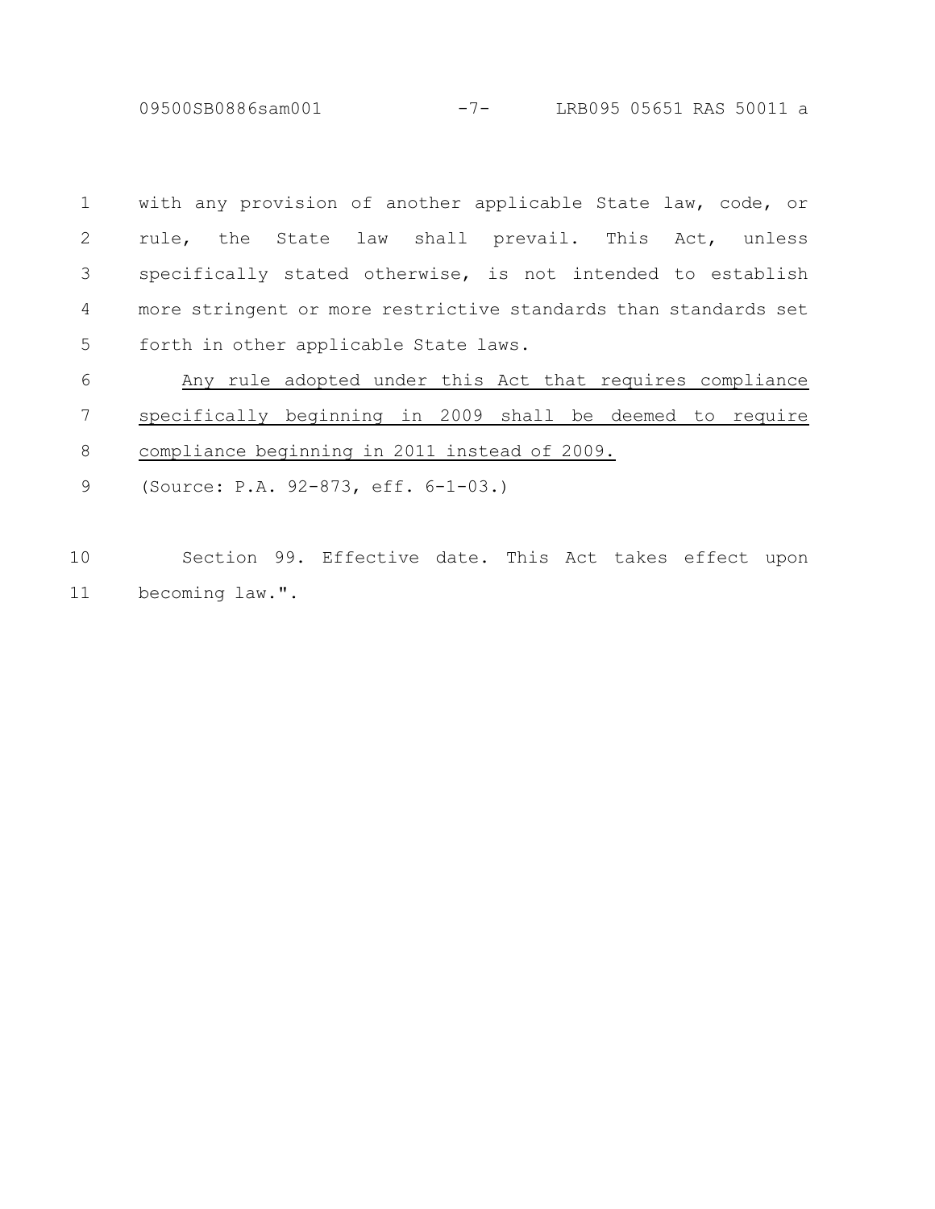with any provision of another applicable State law, code, or rule, the State law shall prevail. This Act, unless specifically stated otherwise, is not intended to establish more stringent or more restrictive standards than standards set forth in other applicable State laws.

Any rule adopted under this Act that requires compliance specifically beginning in 2009 shall be deemed to require compliance beginning in 2011 instead of 2009.

(Source: P.A. 92-873, eff. 6-1-03.)

Section 99. Effective date. This Act takes effect upon becoming law.".